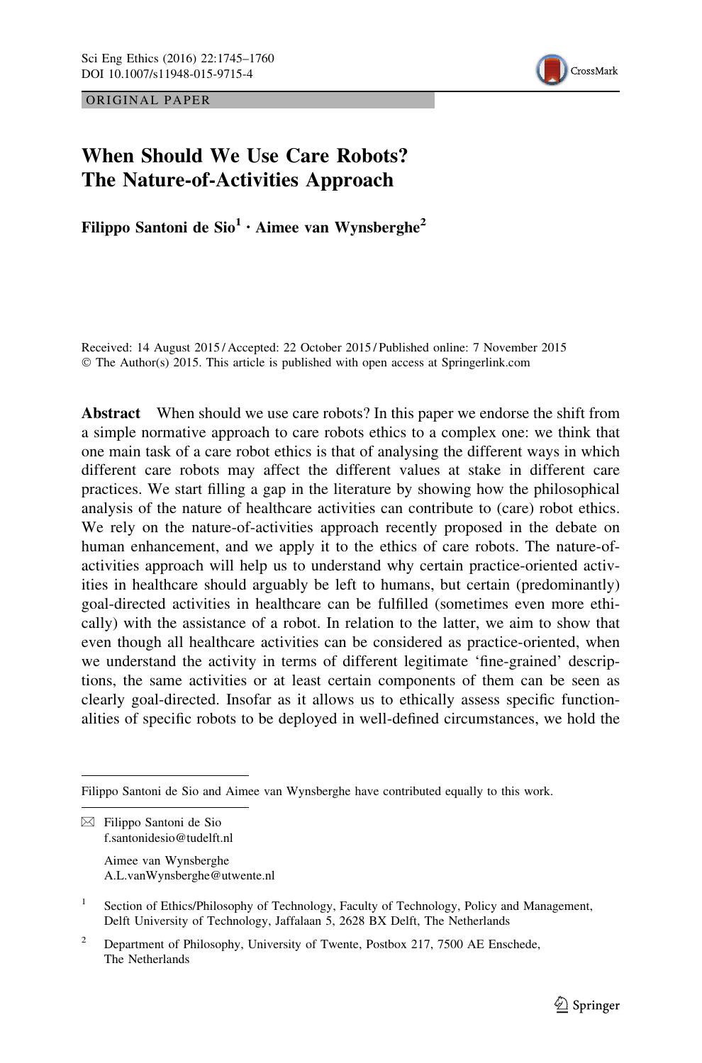ORIGINAL PAPER

# When Should We Use Care Robots? The Nature-of-Activities Approach

**Filippo Santoni de Sio[1] · Aimee van Wynsberghe[2]**

Received: 14 August 2015 / Accepted: 22 October 2015 / Published online: 7 November 2015
© The Author(s) 2015. This article is published with open access at Springerlink.com

**Abstract** When should we use care robots? In this paper we endorse the shift from a simple normative approach to care robots ethics to a complex one: we think that one main task of a care robot ethics is that of analysing the different ways in which different care robots may affect the different values at stake in different care practices. We start filling a gap in the literature by showing how the philosophical analysis of the nature of healthcare activities can contribute to (care) robot ethics. We rely on the nature-of-activities approach recently proposed in the debate on human enhancement, and we apply it to the ethics of care robots. The nature-of-activities approach will help us to understand why certain practice-oriented activities in healthcare should arguably be left to humans, but certain (predominantly) goal-directed activities in healthcare can be fulfilled (sometimes even more ethically) with the assistance of a robot. In relation to the latter, we aim to show that even though all healthcare activities can be considered as practice-oriented, when we understand the activity in terms of different legitimate 'fine-grained' descriptions, the same activities or at least certain components of them can be seen as clearly goal-directed. Insofar as it allows us to ethically assess specific functionalities of specific robots to be deployed in well-defined circumstances, we hold the

---

Filippo Santoni de Sio and Aimee van Wynsberghe have contributed equally to this work.

✉ Filippo Santoni de Sio
f.santonidesio@tudelft.nl

Aimee van Wynsberghe
A.L.vanWynsberghe@utwente.nl

[1] Section of Ethics/Philosophy of Technology, Faculty of Technology, Policy and Management, Delft University of Technology, Jaffalaan 5, 2628 BX Delft, The Netherlands

[2] Department of Philosophy, University of Twente, Postbox 217, 7500 AE Enschede, The Netherlands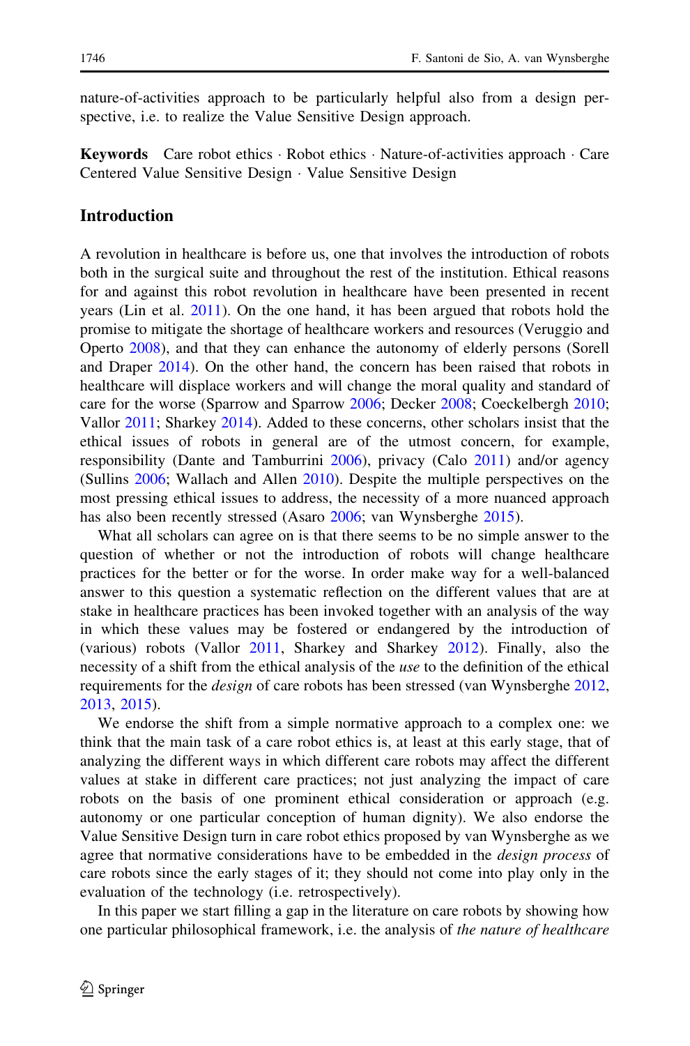nature-of-activities approach to be particularly helpful also from a design perspective, i.e. to realize the Value Sensitive Design approach.

**Keywords** Care robot ethics · Robot ethics · Nature-of-activities approach · Care Centered Value Sensitive Design · Value Sensitive Design

## Introduction

A revolution in healthcare is before us, one that involves the introduction of robots both in the surgical suite and throughout the rest of the institution. Ethical reasons for and against this robot revolution in healthcare have been presented in recent years (Lin et al. 2011). On the one hand, it has been argued that robots hold the promise to mitigate the shortage of healthcare workers and resources (Veruggio and Operto 2008), and that they can enhance the autonomy of elderly persons (Sorell and Draper 2014). On the other hand, the concern has been raised that robots in healthcare will displace workers and will change the moral quality and standard of care for the worse (Sparrow and Sparrow 2006; Decker 2008; Coeckelbergh 2010; Vallor 2011; Sharkey 2014). Added to these concerns, other scholars insist that the ethical issues of robots in general are of the utmost concern, for example, responsibility (Dante and Tamburrini 2006), privacy (Calo 2011) and/or agency (Sullins 2006; Wallach and Allen 2010). Despite the multiple perspectives on the most pressing ethical issues to address, the necessity of a more nuanced approach has also been recently stressed (Asaro 2006; van Wynsberghe 2015).

What all scholars can agree on is that there seems to be no simple answer to the question of whether or not the introduction of robots will change healthcare practices for the better or for the worse. In order make way for a well-balanced answer to this question a systematic reflection on the different values that are at stake in healthcare practices has been invoked together with an analysis of the way in which these values may be fostered or endangered by the introduction of (various) robots (Vallor 2011, Sharkey and Sharkey 2012). Finally, also the necessity of a shift from the ethical analysis of the *use* to the definition of the ethical requirements for the *design* of care robots has been stressed (van Wynsberghe 2012, 2013, 2015).

We endorse the shift from a simple normative approach to a complex one: we think that the main task of a care robot ethics is, at least at this early stage, that of analyzing the different ways in which different care robots may affect the different values at stake in different care practices; not just analyzing the impact of care robots on the basis of one prominent ethical consideration or approach (e.g. autonomy or one particular conception of human dignity). We also endorse the Value Sensitive Design turn in care robot ethics proposed by van Wynsberghe as we agree that normative considerations have to be embedded in the *design process* of care robots since the early stages of it; they should not come into play only in the evaluation of the technology (i.e. retrospectively).

In this paper we start filling a gap in the literature on care robots by showing how one particular philosophical framework, i.e. the analysis of *the nature of healthcare*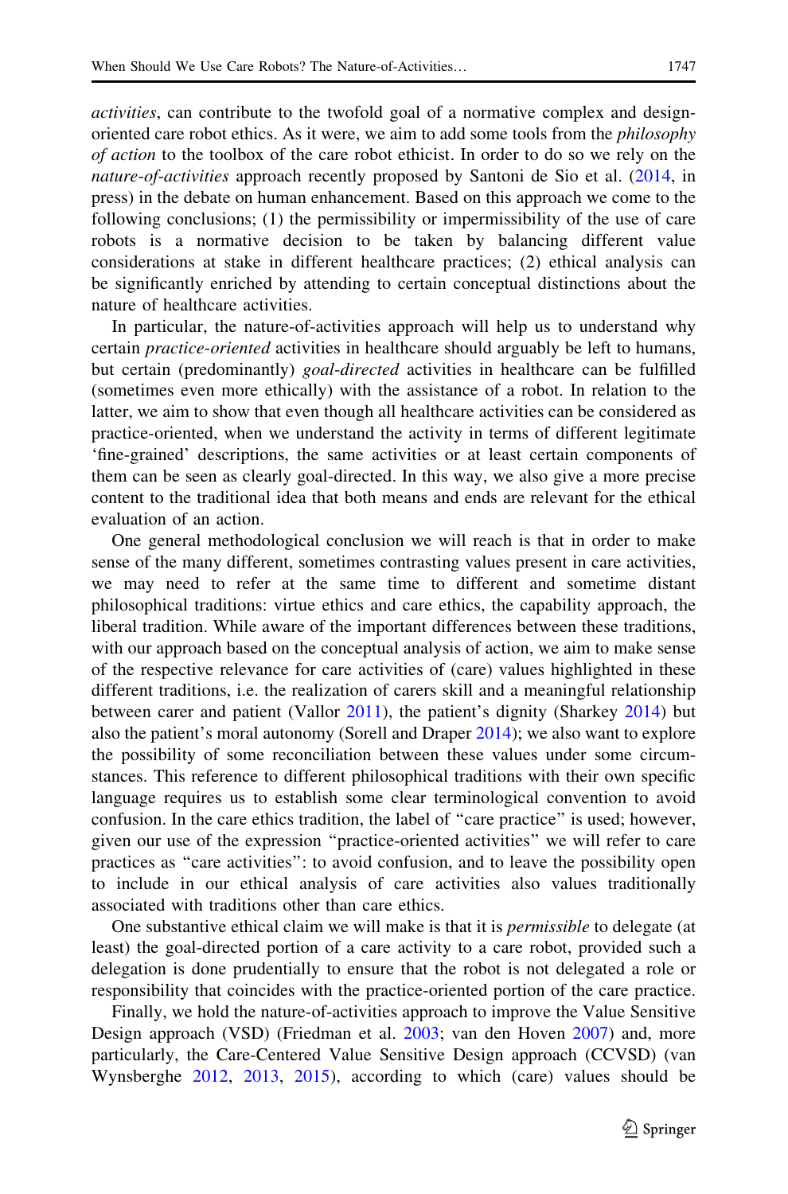*activities*, can contribute to the twofold goal of a normative complex and design-oriented care robot ethics. As it were, we aim to add some tools from the *philosophy of action* to the toolbox of the care robot ethicist. In order to do so we rely on the *nature-of-activities* approach recently proposed by Santoni de Sio et al. (2014, in press) in the debate on human enhancement. Based on this approach we come to the following conclusions; (1) the permissibility or impermissibility of the use of care robots is a normative decision to be taken by balancing different value considerations at stake in different healthcare practices; (2) ethical analysis can be significantly enriched by attending to certain conceptual distinctions about the nature of healthcare activities.

In particular, the nature-of-activities approach will help us to understand why certain *practice-oriented* activities in healthcare should arguably be left to humans, but certain (predominantly) *goal-directed* activities in healthcare can be fulfilled (sometimes even more ethically) with the assistance of a robot. In relation to the latter, we aim to show that even though all healthcare activities can be considered as practice-oriented, when we understand the activity in terms of different legitimate 'fine-grained' descriptions, the same activities or at least certain components of them can be seen as clearly goal-directed. In this way, we also give a more precise content to the traditional idea that both means and ends are relevant for the ethical evaluation of an action.

One general methodological conclusion we will reach is that in order to make sense of the many different, sometimes contrasting values present in care activities, we may need to refer at the same time to different and sometime distant philosophical traditions: virtue ethics and care ethics, the capability approach, the liberal tradition. While aware of the important differences between these traditions, with our approach based on the conceptual analysis of action, we aim to make sense of the respective relevance for care activities of (care) values highlighted in these different traditions, i.e. the realization of carers skill and a meaningful relationship between carer and patient (Vallor 2011), the patient's dignity (Sharkey 2014) but also the patient's moral autonomy (Sorell and Draper 2014); we also want to explore the possibility of some reconciliation between these values under some circumstances. This reference to different philosophical traditions with their own specific language requires us to establish some clear terminological convention to avoid confusion. In the care ethics tradition, the label of "care practice" is used; however, given our use of the expression "practice-oriented activities" we will refer to care practices as "care activities": to avoid confusion, and to leave the possibility open to include in our ethical analysis of care activities also values traditionally associated with traditions other than care ethics.

One substantive ethical claim we will make is that it is *permissible* to delegate (at least) the goal-directed portion of a care activity to a care robot, provided such a delegation is done prudentially to ensure that the robot is not delegated a role or responsibility that coincides with the practice-oriented portion of the care practice.

Finally, we hold the nature-of-activities approach to improve the Value Sensitive Design approach (VSD) (Friedman et al. 2003; van den Hoven 2007) and, more particularly, the Care-Centered Value Sensitive Design approach (CCVSD) (van Wynsberghe 2012, 2013, 2015), according to which (care) values should be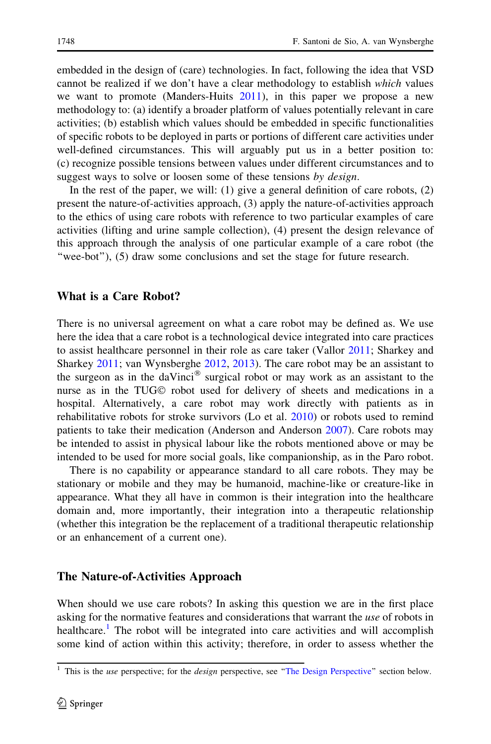embedded in the design of (care) technologies. In fact, following the idea that VSD cannot be realized if we don't have a clear methodology to establish *which* values we want to promote (Manders-Huits 2011), in this paper we propose a new methodology to: (a) identify a broader platform of values potentially relevant in care activities; (b) establish which values should be embedded in specific functionalities of specific robots to be deployed in parts or portions of different care activities under well-defined circumstances. This will arguably put us in a better position to: (c) recognize possible tensions between values under different circumstances and to suggest ways to solve or loosen some of these tensions *by design*.

In the rest of the paper, we will: (1) give a general definition of care robots, (2) present the nature-of-activities approach, (3) apply the nature-of-activities approach to the ethics of using care robots with reference to two particular examples of care activities (lifting and urine sample collection), (4) present the design relevance of this approach through the analysis of one particular example of a care robot (the "wee-bot"), (5) draw some conclusions and set the stage for future research.

## What is a Care Robot?

There is no universal agreement on what a care robot may be defined as. We use here the idea that a care robot is a technological device integrated into care practices to assist healthcare personnel in their role as care taker (Vallor 2011; Sharkey and Sharkey 2011; van Wynsberghe 2012, 2013). The care robot may be an assistant to the surgeon as in the daVinci® surgical robot or may work as an assistant to the nurse as in the TUG© robot used for delivery of sheets and medications in a hospital. Alternatively, a care robot may work directly with patients as in rehabilitative robots for stroke survivors (Lo et al. 2010) or robots used to remind patients to take their medication (Anderson and Anderson 2007). Care robots may be intended to assist in physical labour like the robots mentioned above or may be intended to be used for more social goals, like companionship, as in the Paro robot.

There is no capability or appearance standard to all care robots. They may be stationary or mobile and they may be humanoid, machine-like or creature-like in appearance. What they all have in common is their integration into the healthcare domain and, more importantly, their integration into a therapeutic relationship (whether this integration be the replacement of a traditional therapeutic relationship or an enhancement of a current one).

## The Nature-of-Activities Approach

When should we use care robots? In asking this question we are in the first place asking for the normative features and considerations that warrant the *use* of robots in healthcare.[1] The robot will be integrated into care activities and will accomplish some kind of action within this activity; therefore, in order to assess whether the

[1] This is the *use* perspective; for the *design* perspective, see "The Design Perspective" section below.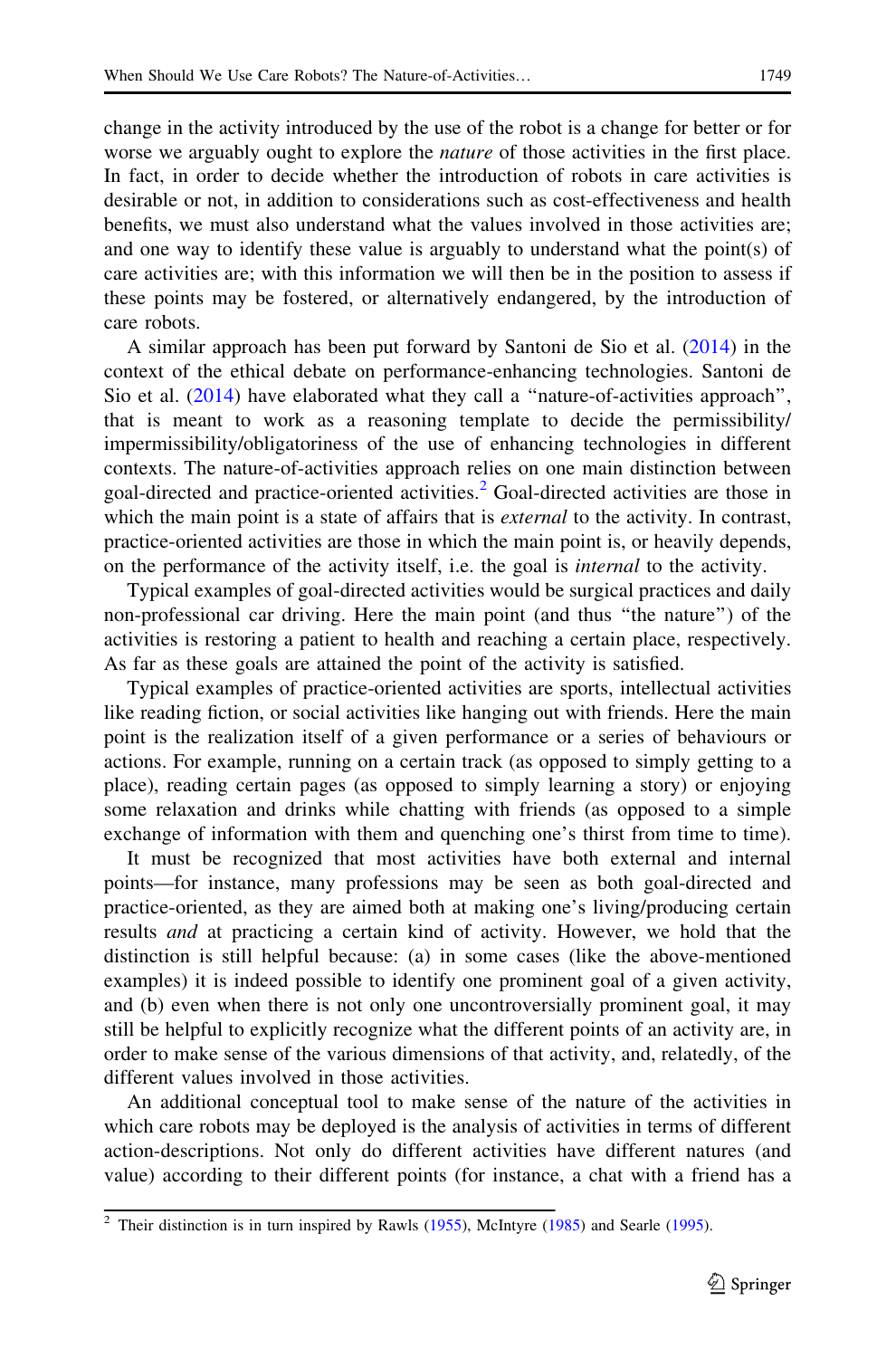change in the activity introduced by the use of the robot is a change for better or for worse we arguably ought to explore the *nature* of those activities in the first place. In fact, in order to decide whether the introduction of robots in care activities is desirable or not, in addition to considerations such as cost-effectiveness and health benefits, we must also understand what the values involved in those activities are; and one way to identify these value is arguably to understand what the point(s) of care activities are; with this information we will then be in the position to assess if these points may be fostered, or alternatively endangered, by the introduction of care robots.

A similar approach has been put forward by Santoni de Sio et al. (2014) in the context of the ethical debate on performance-enhancing technologies. Santoni de Sio et al. (2014) have elaborated what they call a "nature-of-activities approach", that is meant to work as a reasoning template to decide the permissibility/impermissibility/obligatoriness of the use of enhancing technologies in different contexts. The nature-of-activities approach relies on one main distinction between goal-directed and practice-oriented activities.[2] Goal-directed activities are those in which the main point is a state of affairs that is *external* to the activity. In contrast, practice-oriented activities are those in which the main point is, or heavily depends, on the performance of the activity itself, i.e. the goal is *internal* to the activity.

Typical examples of goal-directed activities would be surgical practices and daily non-professional car driving. Here the main point (and thus "the nature") of the activities is restoring a patient to health and reaching a certain place, respectively. As far as these goals are attained the point of the activity is satisfied.

Typical examples of practice-oriented activities are sports, intellectual activities like reading fiction, or social activities like hanging out with friends. Here the main point is the realization itself of a given performance or a series of behaviours or actions. For example, running on a certain track (as opposed to simply getting to a place), reading certain pages (as opposed to simply learning a story) or enjoying some relaxation and drinks while chatting with friends (as opposed to a simple exchange of information with them and quenching one's thirst from time to time).

It must be recognized that most activities have both external and internal points—for instance, many professions may be seen as both goal-directed and practice-oriented, as they are aimed both at making one's living/producing certain results *and* at practicing a certain kind of activity. However, we hold that the distinction is still helpful because: (a) in some cases (like the above-mentioned examples) it is indeed possible to identify one prominent goal of a given activity, and (b) even when there is not only one uncontroversially prominent goal, it may still be helpful to explicitly recognize what the different points of an activity are, in order to make sense of the various dimensions of that activity, and, relatedly, of the different values involved in those activities.

An additional conceptual tool to make sense of the nature of the activities in which care robots may be deployed is the analysis of activities in terms of different action-descriptions. Not only do different activities have different natures (and value) according to their different points (for instance, a chat with a friend has a

[2] Their distinction is in turn inspired by Rawls (1955), McIntyre (1985) and Searle (1995).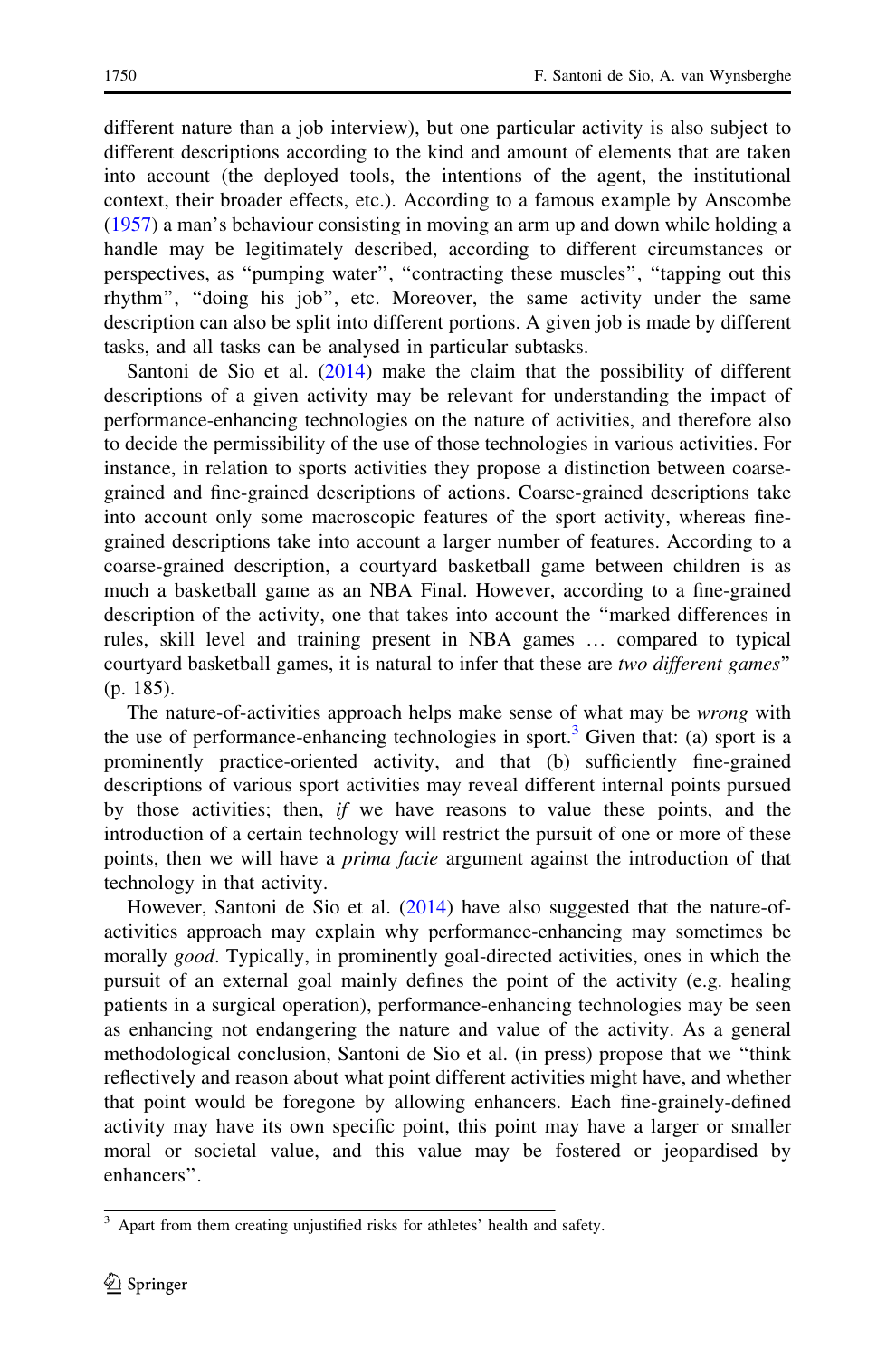different nature than a job interview), but one particular activity is also subject to different descriptions according to the kind and amount of elements that are taken into account (the deployed tools, the intentions of the agent, the institutional context, their broader effects, etc.). According to a famous example by Anscombe (1957) a man's behaviour consisting in moving an arm up and down while holding a handle may be legitimately described, according to different circumstances or perspectives, as "pumping water", "contracting these muscles", "tapping out this rhythm", "doing his job", etc. Moreover, the same activity under the same description can also be split into different portions. A given job is made by different tasks, and all tasks can be analysed in particular subtasks.

Santoni de Sio et al. (2014) make the claim that the possibility of different descriptions of a given activity may be relevant for understanding the impact of performance-enhancing technologies on the nature of activities, and therefore also to decide the permissibility of the use of those technologies in various activities. For instance, in relation to sports activities they propose a distinction between coarse-grained and fine-grained descriptions of actions. Coarse-grained descriptions take into account only some macroscopic features of the sport activity, whereas fine-grained descriptions take into account a larger number of features. According to a coarse-grained description, a courtyard basketball game between children is as much a basketball game as an NBA Final. However, according to a fine-grained description of the activity, one that takes into account the "marked differences in rules, skill level and training present in NBA games … compared to typical courtyard basketball games, it is natural to infer that these are *two different games*" (p. 185).

The nature-of-activities approach helps make sense of what may be *wrong* with the use of performance-enhancing technologies in sport.[3] Given that: (a) sport is a prominently practice-oriented activity, and that (b) sufficiently fine-grained descriptions of various sport activities may reveal different internal points pursued by those activities; then, *if* we have reasons to value these points, and the introduction of a certain technology will restrict the pursuit of one or more of these points, then we will have a *prima facie* argument against the introduction of that technology in that activity.

However, Santoni de Sio et al. (2014) have also suggested that the nature-of-activities approach may explain why performance-enhancing may sometimes be morally *good*. Typically, in prominently goal-directed activities, ones in which the pursuit of an external goal mainly defines the point of the activity (e.g. healing patients in a surgical operation), performance-enhancing technologies may be seen as enhancing not endangering the nature and value of the activity. As a general methodological conclusion, Santoni de Sio et al. (in press) propose that we "think reflectively and reason about what point different activities might have, and whether that point would be foregone by allowing enhancers. Each fine-grainely-defined activity may have its own specific point, this point may have a larger or smaller moral or societal value, and this value may be fostered or jeopardised by enhancers".

[3] Apart from them creating unjustified risks for athletes' health and safety.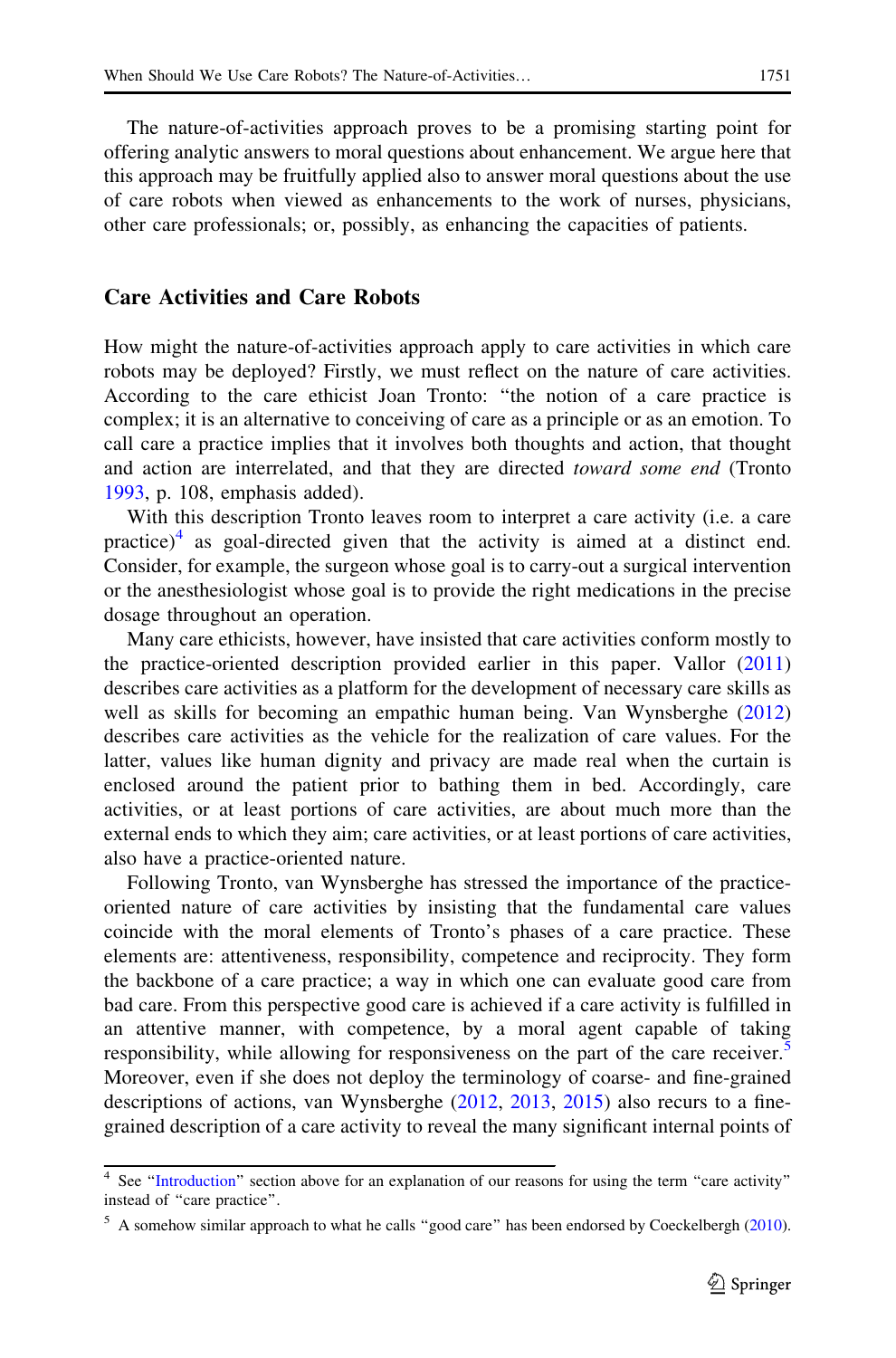The nature-of-activities approach proves to be a promising starting point for offering analytic answers to moral questions about enhancement. We argue here that this approach may be fruitfully applied also to answer moral questions about the use of care robots when viewed as enhancements to the work of nurses, physicians, other care professionals; or, possibly, as enhancing the capacities of patients.

## Care Activities and Care Robots

How might the nature-of-activities approach apply to care activities in which care robots may be deployed? Firstly, we must reflect on the nature of care activities. According to the care ethicist Joan Tronto: "the notion of a care practice is complex; it is an alternative to conceiving of care as a principle or as an emotion. To call care a practice implies that it involves both thoughts and action, that thought and action are interrelated, and that they are directed *toward some end* (Tronto 1993, p. 108, emphasis added).

With this description Tronto leaves room to interpret a care activity (i.e. a care practice)[4] as goal-directed given that the activity is aimed at a distinct end. Consider, for example, the surgeon whose goal is to carry-out a surgical intervention or the anesthesiologist whose goal is to provide the right medications in the precise dosage throughout an operation.

Many care ethicists, however, have insisted that care activities conform mostly to the practice-oriented description provided earlier in this paper. Vallor (2011) describes care activities as a platform for the development of necessary care skills as well as skills for becoming an empathic human being. Van Wynsberghe (2012) describes care activities as the vehicle for the realization of care values. For the latter, values like human dignity and privacy are made real when the curtain is enclosed around the patient prior to bathing them in bed. Accordingly, care activities, or at least portions of care activities, are about much more than the external ends to which they aim; care activities, or at least portions of care activities, also have a practice-oriented nature.

Following Tronto, van Wynsberghe has stressed the importance of the practice-oriented nature of care activities by insisting that the fundamental care values coincide with the moral elements of Tronto's phases of a care practice. These elements are: attentiveness, responsibility, competence and reciprocity. They form the backbone of a care practice; a way in which one can evaluate good care from bad care. From this perspective good care is achieved if a care activity is fulfilled in an attentive manner, with competence, by a moral agent capable of taking responsibility, while allowing for responsiveness on the part of the care receiver.[5] Moreover, even if she does not deploy the terminology of coarse- and fine-grained descriptions of actions, van Wynsberghe (2012, 2013, 2015) also recurs to a fine-grained description of a care activity to reveal the many significant internal points of

---

[4] See "Introduction" section above for an explanation of our reasons for using the term "care activity" instead of "care practice".

[5] A somehow similar approach to what he calls "good care" has been endorsed by Coeckelbergh (2010).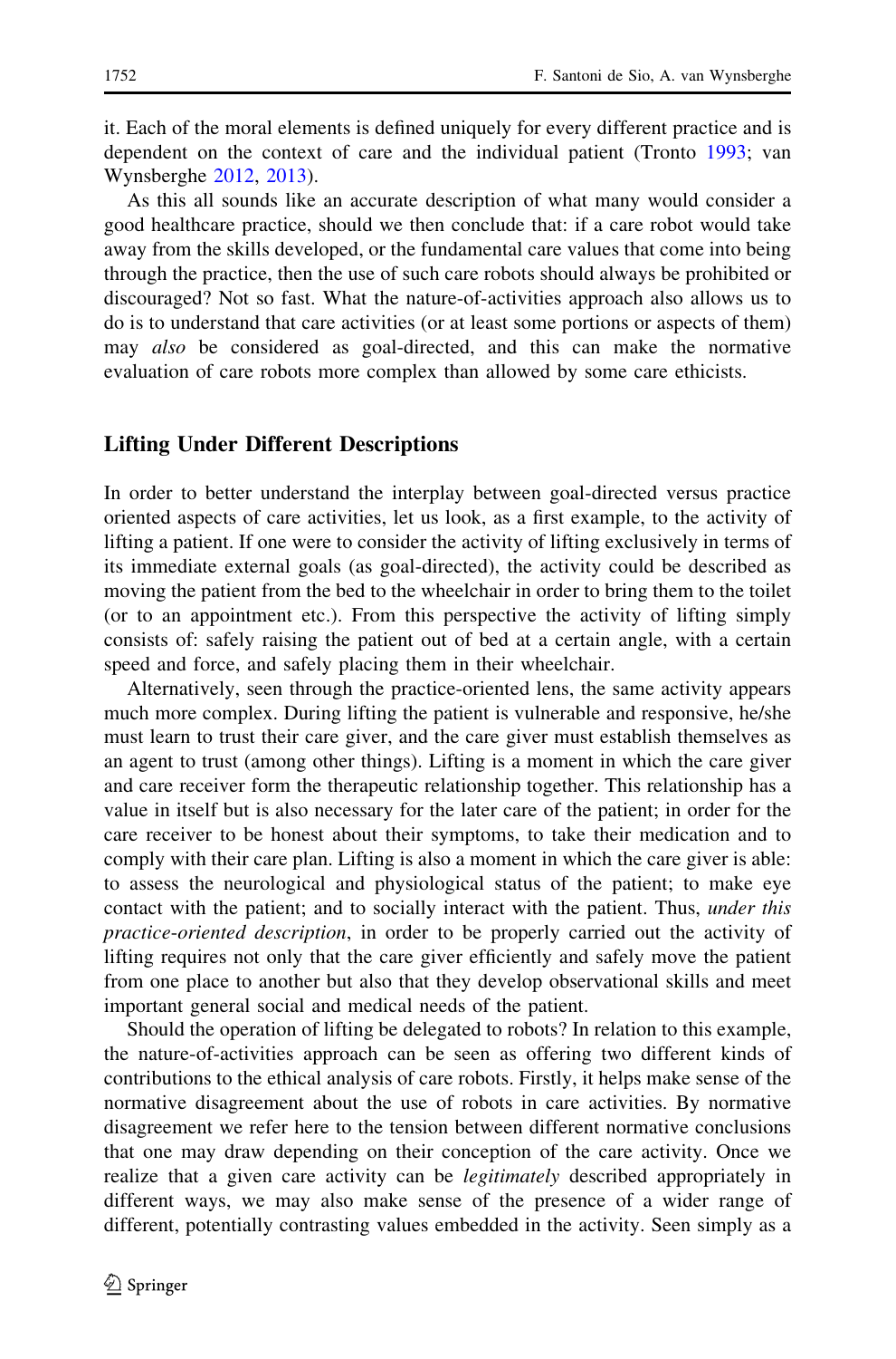it. Each of the moral elements is defined uniquely for every different practice and is dependent on the context of care and the individual patient (Tronto 1993; van Wynsberghe 2012, 2013).

As this all sounds like an accurate description of what many would consider a good healthcare practice, should we then conclude that: if a care robot would take away from the skills developed, or the fundamental care values that come into being through the practice, then the use of such care robots should always be prohibited or discouraged? Not so fast. What the nature-of-activities approach also allows us to do is to understand that care activities (or at least some portions or aspects of them) may *also* be considered as goal-directed, and this can make the normative evaluation of care robots more complex than allowed by some care ethicists.

## Lifting Under Different Descriptions

In order to better understand the interplay between goal-directed versus practice oriented aspects of care activities, let us look, as a first example, to the activity of lifting a patient. If one were to consider the activity of lifting exclusively in terms of its immediate external goals (as goal-directed), the activity could be described as moving the patient from the bed to the wheelchair in order to bring them to the toilet (or to an appointment etc.). From this perspective the activity of lifting simply consists of: safely raising the patient out of bed at a certain angle, with a certain speed and force, and safely placing them in their wheelchair.

Alternatively, seen through the practice-oriented lens, the same activity appears much more complex. During lifting the patient is vulnerable and responsive, he/she must learn to trust their care giver, and the care giver must establish themselves as an agent to trust (among other things). Lifting is a moment in which the care giver and care receiver form the therapeutic relationship together. This relationship has a value in itself but is also necessary for the later care of the patient; in order for the care receiver to be honest about their symptoms, to take their medication and to comply with their care plan. Lifting is also a moment in which the care giver is able: to assess the neurological and physiological status of the patient; to make eye contact with the patient; and to socially interact with the patient. Thus, *under this practice-oriented description*, in order to be properly carried out the activity of lifting requires not only that the care giver efficiently and safely move the patient from one place to another but also that they develop observational skills and meet important general social and medical needs of the patient.

Should the operation of lifting be delegated to robots? In relation to this example, the nature-of-activities approach can be seen as offering two different kinds of contributions to the ethical analysis of care robots. Firstly, it helps make sense of the normative disagreement about the use of robots in care activities. By normative disagreement we refer here to the tension between different normative conclusions that one may draw depending on their conception of the care activity. Once we realize that a given care activity can be *legitimately* described appropriately in different ways, we may also make sense of the presence of a wider range of different, potentially contrasting values embedded in the activity. Seen simply as a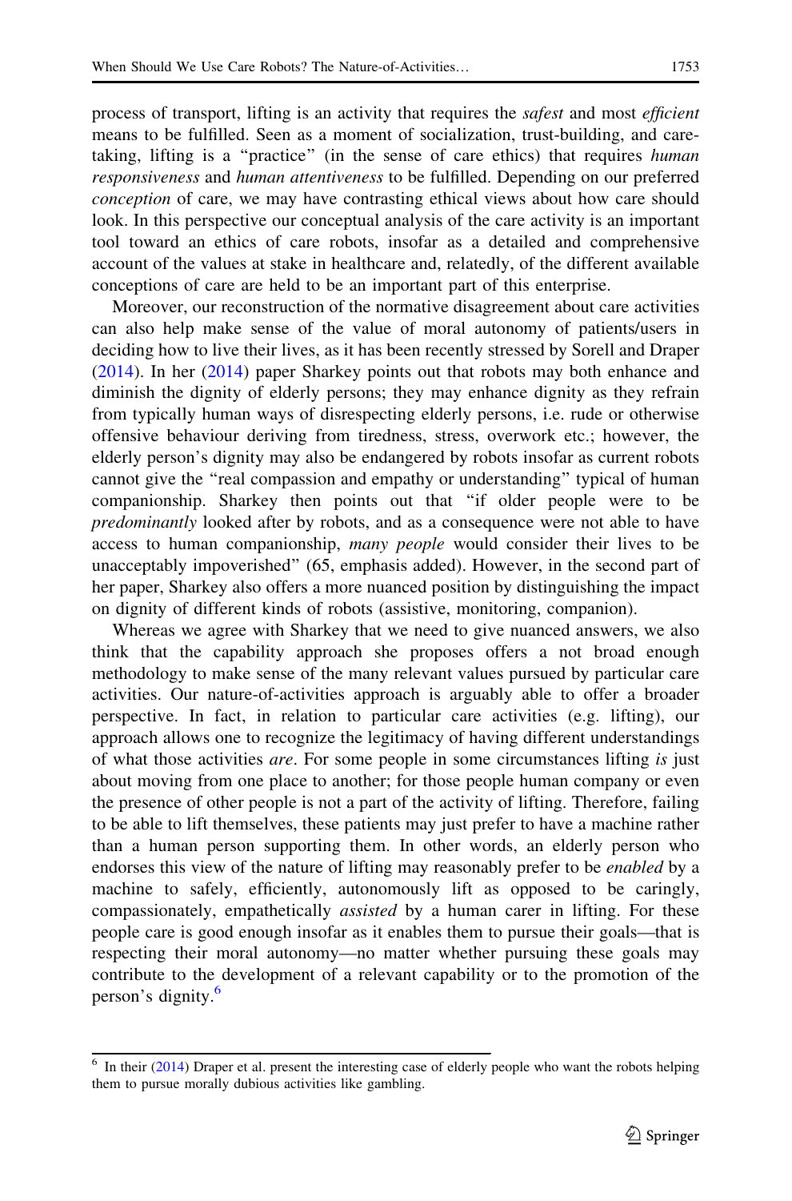process of transport, lifting is an activity that requires the *safest* and most *efficient* means to be fulfilled. Seen as a moment of socialization, trust-building, and care-taking, lifting is a "practice" (in the sense of care ethics) that requires *human responsiveness* and *human attentiveness* to be fulfilled. Depending on our preferred *conception* of care, we may have contrasting ethical views about how care should look. In this perspective our conceptual analysis of the care activity is an important tool toward an ethics of care robots, insofar as a detailed and comprehensive account of the values at stake in healthcare and, relatedly, of the different available conceptions of care are held to be an important part of this enterprise.

Moreover, our reconstruction of the normative disagreement about care activities can also help make sense of the value of moral autonomy of patients/users in deciding how to live their lives, as it has been recently stressed by Sorell and Draper (2014). In her (2014) paper Sharkey points out that robots may both enhance and diminish the dignity of elderly persons; they may enhance dignity as they refrain from typically human ways of disrespecting elderly persons, i.e. rude or otherwise offensive behaviour deriving from tiredness, stress, overwork etc.; however, the elderly person's dignity may also be endangered by robots insofar as current robots cannot give the "real compassion and empathy or understanding" typical of human companionship. Sharkey then points out that "if older people were to be *predominantly* looked after by robots, and as a consequence were not able to have access to human companionship, *many people* would consider their lives to be unacceptably impoverished" (65, emphasis added). However, in the second part of her paper, Sharkey also offers a more nuanced position by distinguishing the impact on dignity of different kinds of robots (assistive, monitoring, companion).

Whereas we agree with Sharkey that we need to give nuanced answers, we also think that the capability approach she proposes offers a not broad enough methodology to make sense of the many relevant values pursued by particular care activities. Our nature-of-activities approach is arguably able to offer a broader perspective. In fact, in relation to particular care activities (e.g. lifting), our approach allows one to recognize the legitimacy of having different understandings of what those activities *are*. For some people in some circumstances lifting *is* just about moving from one place to another; for those people human company or even the presence of other people is not a part of the activity of lifting. Therefore, failing to be able to lift themselves, these patients may just prefer to have a machine rather than a human person supporting them. In other words, an elderly person who endorses this view of the nature of lifting may reasonably prefer to be *enabled* by a machine to safely, efficiently, autonomously lift as opposed to be caringly, compassionately, empathetically *assisted* by a human carer in lifting. For these people care is good enough insofar as it enables them to pursue their goals—that is respecting their moral autonomy—no matter whether pursuing these goals may contribute to the development of a relevant capability or to the promotion of the person's dignity.[6]

---

[6] In their (2014) Draper et al. present the interesting case of elderly people who want the robots helping them to pursue morally dubious activities like gambling.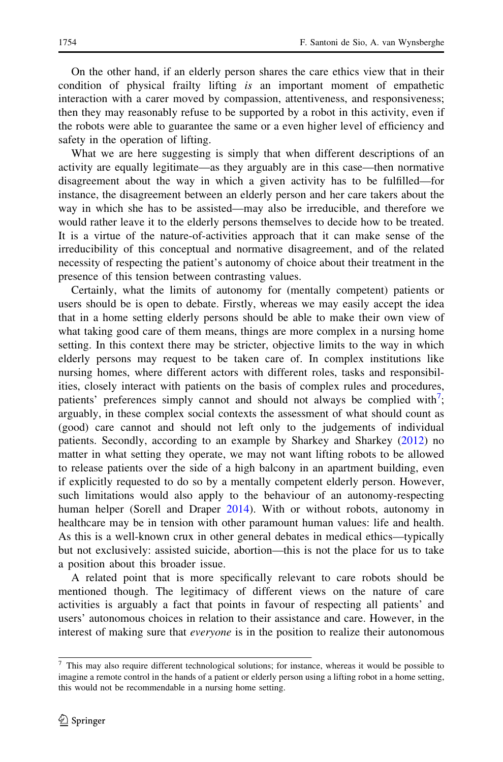On the other hand, if an elderly person shares the care ethics view that in their condition of physical frailty lifting *is* an important moment of empathetic interaction with a carer moved by compassion, attentiveness, and responsiveness; then they may reasonably refuse to be supported by a robot in this activity, even if the robots were able to guarantee the same or a even higher level of efficiency and safety in the operation of lifting.

What we are here suggesting is simply that when different descriptions of an activity are equally legitimate—as they arguably are in this case—then normative disagreement about the way in which a given activity has to be fulfilled—for instance, the disagreement between an elderly person and her care takers about the way in which she has to be assisted—may also be irreducible, and therefore we would rather leave it to the elderly persons themselves to decide how to be treated. It is a virtue of the nature-of-activities approach that it can make sense of the irreducibility of this conceptual and normative disagreement, and of the related necessity of respecting the patient's autonomy of choice about their treatment in the presence of this tension between contrasting values.

Certainly, what the limits of autonomy for (mentally competent) patients or users should be is open to debate. Firstly, whereas we may easily accept the idea that in a home setting elderly persons should be able to make their own view of what taking good care of them means, things are more complex in a nursing home setting. In this context there may be stricter, objective limits to the way in which elderly persons may request to be taken care of. In complex institutions like nursing homes, where different actors with different roles, tasks and responsibilities, closely interact with patients on the basis of complex rules and procedures, patients' preferences simply cannot and should not always be complied with[7]; arguably, in these complex social contexts the assessment of what should count as (good) care cannot and should not left only to the judgements of individual patients. Secondly, according to an example by Sharkey and Sharkey (2012) no matter in what setting they operate, we may not want lifting robots to be allowed to release patients over the side of a high balcony in an apartment building, even if explicitly requested to do so by a mentally competent elderly person. However, such limitations would also apply to the behaviour of an autonomy-respecting human helper (Sorell and Draper 2014). With or without robots, autonomy in healthcare may be in tension with other paramount human values: life and health. As this is a well-known crux in other general debates in medical ethics—typically but not exclusively: assisted suicide, abortion—this is not the place for us to take a position about this broader issue.

A related point that is more specifically relevant to care robots should be mentioned though. The legitimacy of different views on the nature of care activities is arguably a fact that points in favour of respecting all patients' and users' autonomous choices in relation to their assistance and care. However, in the interest of making sure that *everyone* is in the position to realize their autonomous

[7] This may also require different technological solutions; for instance, whereas it would be possible to imagine a remote control in the hands of a patient or elderly person using a lifting robot in a home setting, this would not be recommendable in a nursing home setting.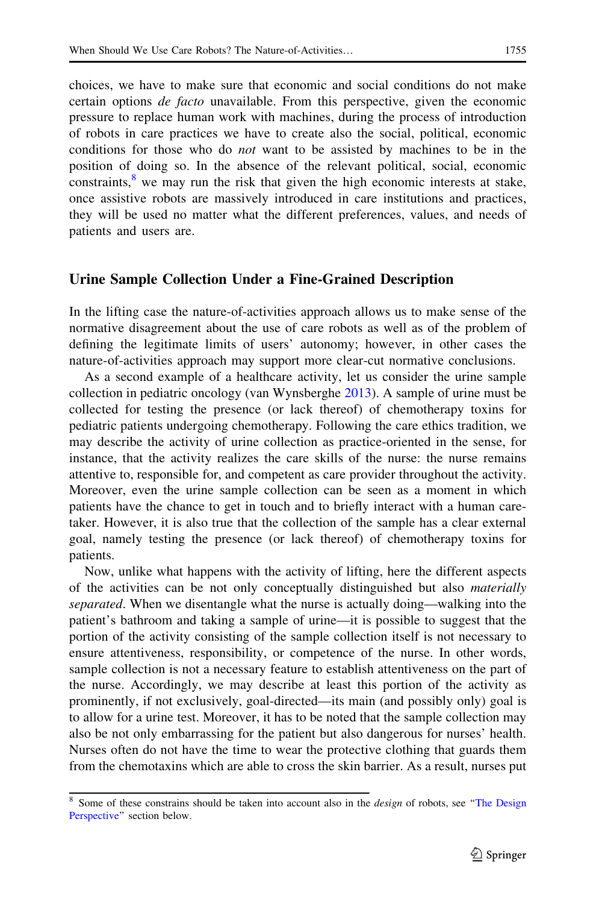choices, we have to make sure that economic and social conditions do not make certain options *de facto* unavailable. From this perspective, given the economic pressure to replace human work with machines, during the process of introduction of robots in care practices we have to create also the social, political, economic conditions for those who do *not* want to be assisted by machines to be in the position of doing so. In the absence of the relevant political, social, economic constraints,[8] we may run the risk that given the high economic interests at stake, once assistive robots are massively introduced in care institutions and practices, they will be used no matter what the different preferences, values, and needs of patients and users are.

## Urine Sample Collection Under a Fine-Grained Description

In the lifting case the nature-of-activities approach allows us to make sense of the normative disagreement about the use of care robots as well as of the problem of defining the legitimate limits of users' autonomy; however, in other cases the nature-of-activities approach may support more clear-cut normative conclusions.

As a second example of a healthcare activity, let us consider the urine sample collection in pediatric oncology (van Wynsberghe 2013). A sample of urine must be collected for testing the presence (or lack thereof) of chemotherapy toxins for pediatric patients undergoing chemotherapy. Following the care ethics tradition, we may describe the activity of urine collection as practice-oriented in the sense, for instance, that the activity realizes the care skills of the nurse: the nurse remains attentive to, responsible for, and competent as care provider throughout the activity. Moreover, even the urine sample collection can be seen as a moment in which patients have the chance to get in touch and to briefly interact with a human care-taker. However, it is also true that the collection of the sample has a clear external goal, namely testing the presence (or lack thereof) of chemotherapy toxins for patients.

Now, unlike what happens with the activity of lifting, here the different aspects of the activities can be not only conceptually distinguished but also *materially separated*. When we disentangle what the nurse is actually doing—walking into the patient's bathroom and taking a sample of urine—it is possible to suggest that the portion of the activity consisting of the sample collection itself is not necessary to ensure attentiveness, responsibility, or competence of the nurse. In other words, sample collection is not a necessary feature to establish attentiveness on the part of the nurse. Accordingly, we may describe at least this portion of the activity as prominently, if not exclusively, goal-directed—its main (and possibly only) goal is to allow for a urine test. Moreover, it has to be noted that the sample collection may also be not only embarrassing for the patient but also dangerous for nurses' health. Nurses often do not have the time to wear the protective clothing that guards them from the chemotaxins which are able to cross the skin barrier. As a result, nurses put

[8] Some of these constrains should be taken into account also in the *design* of robots, see "The Design Perspective" section below.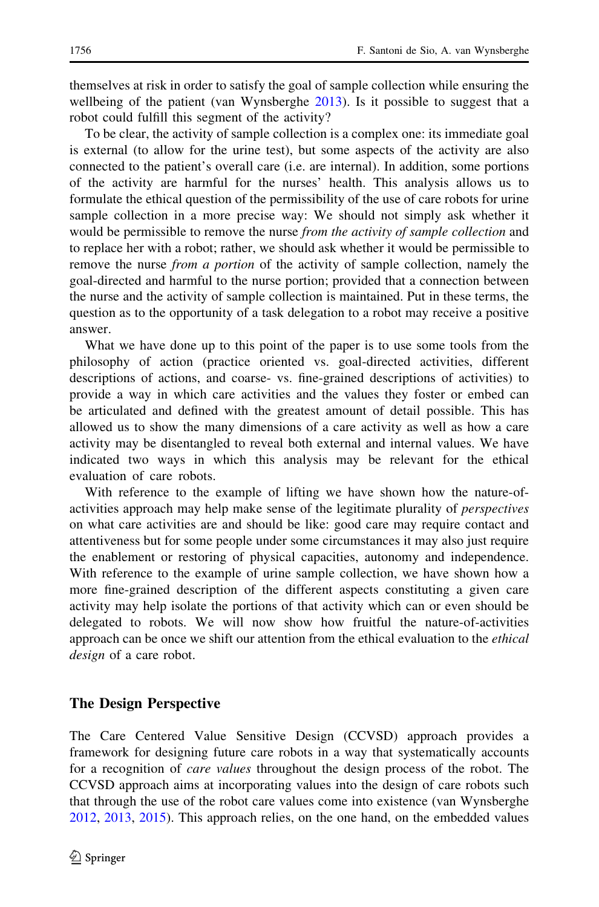themselves at risk in order to satisfy the goal of sample collection while ensuring the wellbeing of the patient (van Wynsberghe 2013). Is it possible to suggest that a robot could fulfill this segment of the activity?

To be clear, the activity of sample collection is a complex one: its immediate goal is external (to allow for the urine test), but some aspects of the activity are also connected to the patient's overall care (i.e. are internal). In addition, some portions of the activity are harmful for the nurses' health. This analysis allows us to formulate the ethical question of the permissibility of the use of care robots for urine sample collection in a more precise way: We should not simply ask whether it would be permissible to remove the nurse *from the activity of sample collection* and to replace her with a robot; rather, we should ask whether it would be permissible to remove the nurse *from a portion* of the activity of sample collection, namely the goal-directed and harmful to the nurse portion; provided that a connection between the nurse and the activity of sample collection is maintained. Put in these terms, the question as to the opportunity of a task delegation to a robot may receive a positive answer.

What we have done up to this point of the paper is to use some tools from the philosophy of action (practice oriented vs. goal-directed activities, different descriptions of actions, and coarse- vs. fine-grained descriptions of activities) to provide a way in which care activities and the values they foster or embed can be articulated and defined with the greatest amount of detail possible. This has allowed us to show the many dimensions of a care activity as well as how a care activity may be disentangled to reveal both external and internal values. We have indicated two ways in which this analysis may be relevant for the ethical evaluation of care robots.

With reference to the example of lifting we have shown how the nature-of-activities approach may help make sense of the legitimate plurality of *perspectives* on what care activities are and should be like: good care may require contact and attentiveness but for some people under some circumstances it may also just require the enablement or restoring of physical capacities, autonomy and independence. With reference to the example of urine sample collection, we have shown how a more fine-grained description of the different aspects constituting a given care activity may help isolate the portions of that activity which can or even should be delegated to robots. We will now show how fruitful the nature-of-activities approach can be once we shift our attention from the ethical evaluation to the *ethical design* of a care robot.

## The Design Perspective

The Care Centered Value Sensitive Design (CCVSD) approach provides a framework for designing future care robots in a way that systematically accounts for a recognition of *care values* throughout the design process of the robot. The CCVSD approach aims at incorporating values into the design of care robots such that through the use of the robot care values come into existence (van Wynsberghe 2012, 2013, 2015). This approach relies, on the one hand, on the embedded values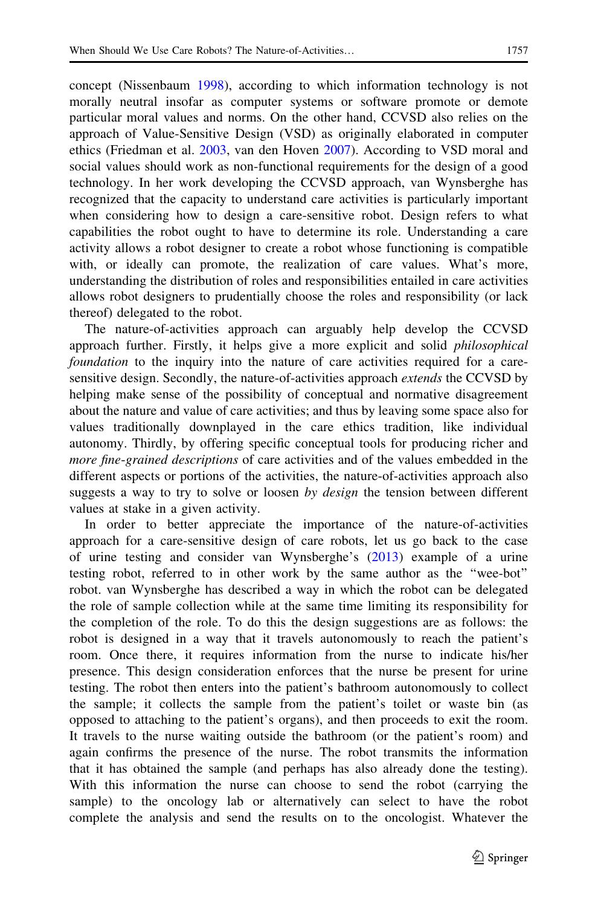concept (Nissenbaum 1998), according to which information technology is not morally neutral insofar as computer systems or software promote or demote particular moral values and norms. On the other hand, CCVSD also relies on the approach of Value-Sensitive Design (VSD) as originally elaborated in computer ethics (Friedman et al. 2003, van den Hoven 2007). According to VSD moral and social values should work as non-functional requirements for the design of a good technology. In her work developing the CCVSD approach, van Wynsberghe has recognized that the capacity to understand care activities is particularly important when considering how to design a care-sensitive robot. Design refers to what capabilities the robot ought to have to determine its role. Understanding a care activity allows a robot designer to create a robot whose functioning is compatible with, or ideally can promote, the realization of care values. What's more, understanding the distribution of roles and responsibilities entailed in care activities allows robot designers to prudentially choose the roles and responsibility (or lack thereof) delegated to the robot.

The nature-of-activities approach can arguably help develop the CCVSD approach further. Firstly, it helps give a more explicit and solid *philosophical foundation* to the inquiry into the nature of care activities required for a care-sensitive design. Secondly, the nature-of-activities approach *extends* the CCVSD by helping make sense of the possibility of conceptual and normative disagreement about the nature and value of care activities; and thus by leaving some space also for values traditionally downplayed in the care ethics tradition, like individual autonomy. Thirdly, by offering specific conceptual tools for producing richer and *more fine-grained descriptions* of care activities and of the values embedded in the different aspects or portions of the activities, the nature-of-activities approach also suggests a way to try to solve or loosen *by design* the tension between different values at stake in a given activity.

In order to better appreciate the importance of the nature-of-activities approach for a care-sensitive design of care robots, let us go back to the case of urine testing and consider van Wynsberghe's (2013) example of a urine testing robot, referred to in other work by the same author as the "wee-bot" robot. van Wynsberghe has described a way in which the robot can be delegated the role of sample collection while at the same time limiting its responsibility for the completion of the role. To do this the design suggestions are as follows: the robot is designed in a way that it travels autonomously to reach the patient's room. Once there, it requires information from the nurse to indicate his/her presence. This design consideration enforces that the nurse be present for urine testing. The robot then enters into the patient's bathroom autonomously to collect the sample; it collects the sample from the patient's toilet or waste bin (as opposed to attaching to the patient's organs), and then proceeds to exit the room. It travels to the nurse waiting outside the bathroom (or the patient's room) and again confirms the presence of the nurse. The robot transmits the information that it has obtained the sample (and perhaps has also already done the testing). With this information the nurse can choose to send the robot (carrying the sample) to the oncology lab or alternatively can select to have the robot complete the analysis and send the results on to the oncologist. Whatever the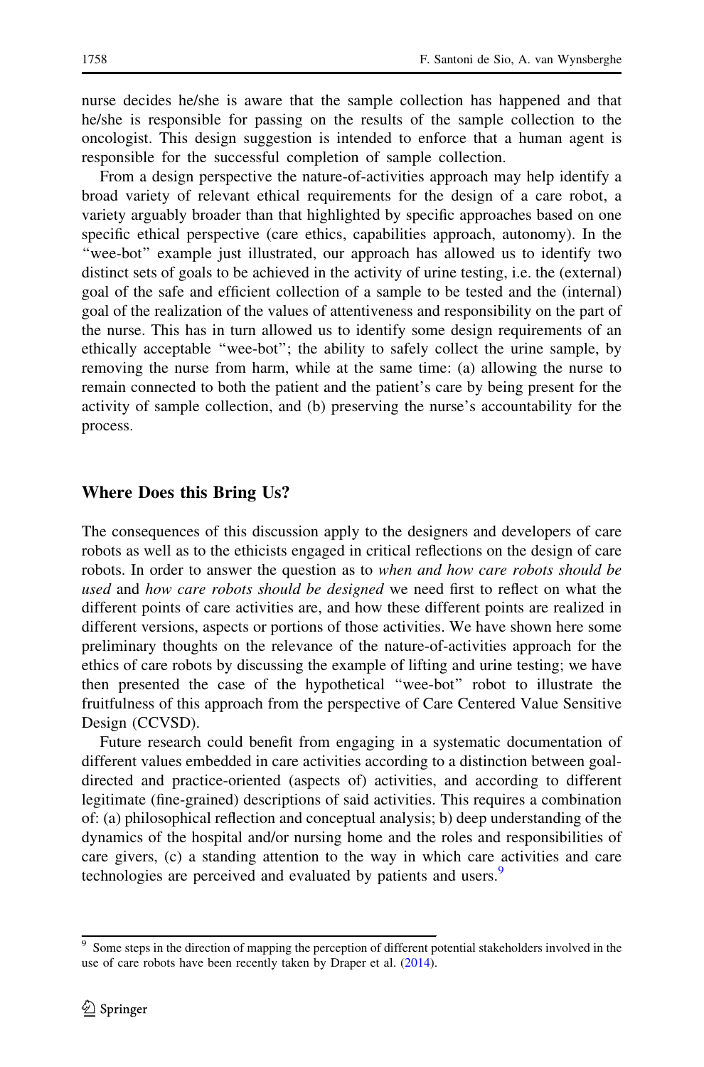nurse decides he/she is aware that the sample collection has happened and that he/she is responsible for passing on the results of the sample collection to the oncologist. This design suggestion is intended to enforce that a human agent is responsible for the successful completion of sample collection.

From a design perspective the nature-of-activities approach may help identify a broad variety of relevant ethical requirements for the design of a care robot, a variety arguably broader than that highlighted by specific approaches based on one specific ethical perspective (care ethics, capabilities approach, autonomy). In the "wee-bot" example just illustrated, our approach has allowed us to identify two distinct sets of goals to be achieved in the activity of urine testing, i.e. the (external) goal of the safe and efficient collection of a sample to be tested and the (internal) goal of the realization of the values of attentiveness and responsibility on the part of the nurse. This has in turn allowed us to identify some design requirements of an ethically acceptable "wee-bot"; the ability to safely collect the urine sample, by removing the nurse from harm, while at the same time: (a) allowing the nurse to remain connected to both the patient and the patient's care by being present for the activity of sample collection, and (b) preserving the nurse's accountability for the process.

## Where Does this Bring Us?

The consequences of this discussion apply to the designers and developers of care robots as well as to the ethicists engaged in critical reflections on the design of care robots. In order to answer the question as to *when and how care robots should be used* and *how care robots should be designed* we need first to reflect on what the different points of care activities are, and how these different points are realized in different versions, aspects or portions of those activities. We have shown here some preliminary thoughts on the relevance of the nature-of-activities approach for the ethics of care robots by discussing the example of lifting and urine testing; we have then presented the case of the hypothetical "wee-bot" robot to illustrate the fruitfulness of this approach from the perspective of Care Centered Value Sensitive Design (CCVSD).

Future research could benefit from engaging in a systematic documentation of different values embedded in care activities according to a distinction between goal-directed and practice-oriented (aspects of) activities, and according to different legitimate (fine-grained) descriptions of said activities. This requires a combination of: (a) philosophical reflection and conceptual analysis; b) deep understanding of the dynamics of the hospital and/or nursing home and the roles and responsibilities of care givers, (c) a standing attention to the way in which care activities and care technologies are perceived and evaluated by patients and users.[9]

[9] Some steps in the direction of mapping the perception of different potential stakeholders involved in the use of care robots have been recently taken by Draper et al. (2014).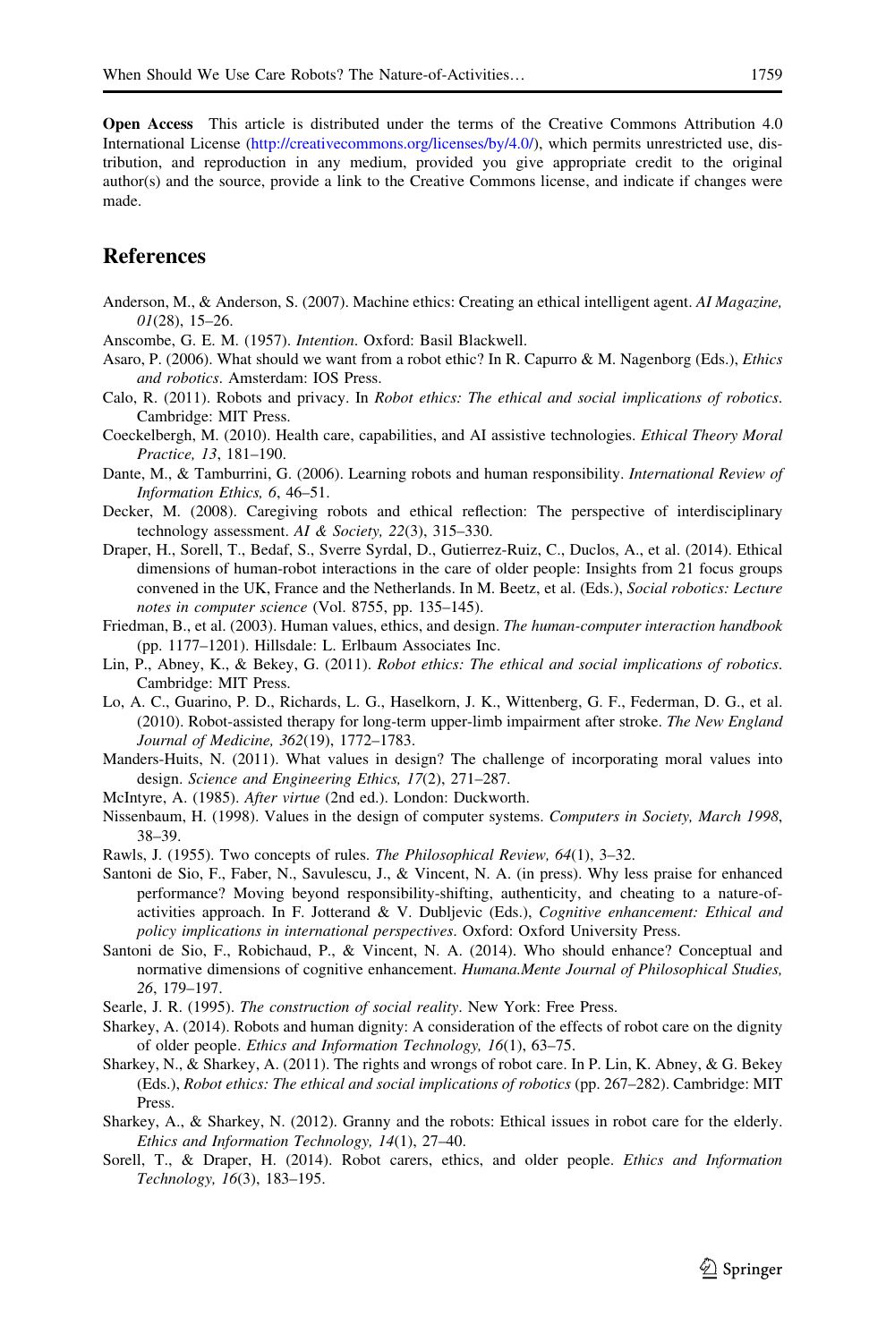**Open Access** This article is distributed under the terms of the Creative Commons Attribution 4.0 International License (http://creativecommons.org/licenses/by/4.0/), which permits unrestricted use, distribution, and reproduction in any medium, provided you give appropriate credit to the original author(s) and the source, provide a link to the Creative Commons license, and indicate if changes were made.

## References

Anderson, M., & Anderson, S. (2007). Machine ethics: Creating an ethical intelligent agent. *AI Magazine, 01*(28), 15–26.

Anscombe, G. E. M. (1957). *Intention*. Oxford: Basil Blackwell.

Asaro, P. (2006). What should we want from a robot ethic? In R. Capurro & M. Nagenborg (Eds.), *Ethics and robotics*. Amsterdam: IOS Press.

Calo, R. (2011). Robots and privacy. In *Robot ethics: The ethical and social implications of robotics*. Cambridge: MIT Press.

Coeckelbergh, M. (2010). Health care, capabilities, and AI assistive technologies. *Ethical Theory Moral Practice, 13*, 181–190.

Dante, M., & Tamburrini, G. (2006). Learning robots and human responsibility. *International Review of Information Ethics, 6*, 46–51.

Decker, M. (2008). Caregiving robots and ethical reflection: The perspective of interdisciplinary technology assessment. *AI & Society, 22*(3), 315–330.

Draper, H., Sorell, T., Bedaf, S., Sverre Syrdal, D., Gutierrez-Ruiz, C., Duclos, A., et al. (2014). Ethical dimensions of human-robot interactions in the care of older people: Insights from 21 focus groups convened in the UK, France and the Netherlands. In M. Beetz, et al. (Eds.), *Social robotics: Lecture notes in computer science* (Vol. 8755, pp. 135–145).

Friedman, B., et al. (2003). Human values, ethics, and design. *The human-computer interaction handbook* (pp. 1177–1201). Hillsdale: L. Erlbaum Associates Inc.

Lin, P., Abney, K., & Bekey, G. (2011). *Robot ethics: The ethical and social implications of robotics*. Cambridge: MIT Press.

Lo, A. C., Guarino, P. D., Richards, L. G., Haselkorn, J. K., Wittenberg, G. F., Federman, D. G., et al. (2010). Robot-assisted therapy for long-term upper-limb impairment after stroke. *The New England Journal of Medicine, 362*(19), 1772–1783.

Manders-Huits, N. (2011). What values in design? The challenge of incorporating moral values into design. *Science and Engineering Ethics, 17*(2), 271–287.

McIntyre, A. (1985). *After virtue* (2nd ed.). London: Duckworth.

Nissenbaum, H. (1998). Values in the design of computer systems. *Computers in Society, March 1998*, 38–39.

Rawls, J. (1955). Two concepts of rules. *The Philosophical Review, 64*(1), 3–32.

Santoni de Sio, F., Faber, N., Savulescu, J., & Vincent, N. A. (in press). Why less praise for enhanced performance? Moving beyond responsibility-shifting, authenticity, and cheating to a nature-of-activities approach. In F. Jotterand & V. Dubljevic (Eds.), *Cognitive enhancement: Ethical and policy implications in international perspectives*. Oxford: Oxford University Press.

Santoni de Sio, F., Robichaud, P., & Vincent, N. A. (2014). Who should enhance? Conceptual and normative dimensions of cognitive enhancement. *Humana.Mente Journal of Philosophical Studies, 26*, 179–197.

Searle, J. R. (1995). *The construction of social reality*. New York: Free Press.

Sharkey, A. (2014). Robots and human dignity: A consideration of the effects of robot care on the dignity of older people. *Ethics and Information Technology, 16*(1), 63–75.

Sharkey, N., & Sharkey, A. (2011). The rights and wrongs of robot care. In P. Lin, K. Abney, & G. Bekey (Eds.), *Robot ethics: The ethical and social implications of robotics* (pp. 267–282). Cambridge: MIT Press.

Sharkey, A., & Sharkey, N. (2012). Granny and the robots: Ethical issues in robot care for the elderly. *Ethics and Information Technology, 14*(1), 27–40.

Sorell, T., & Draper, H. (2014). Robot carers, ethics, and older people. *Ethics and Information Technology, 16*(3), 183–195.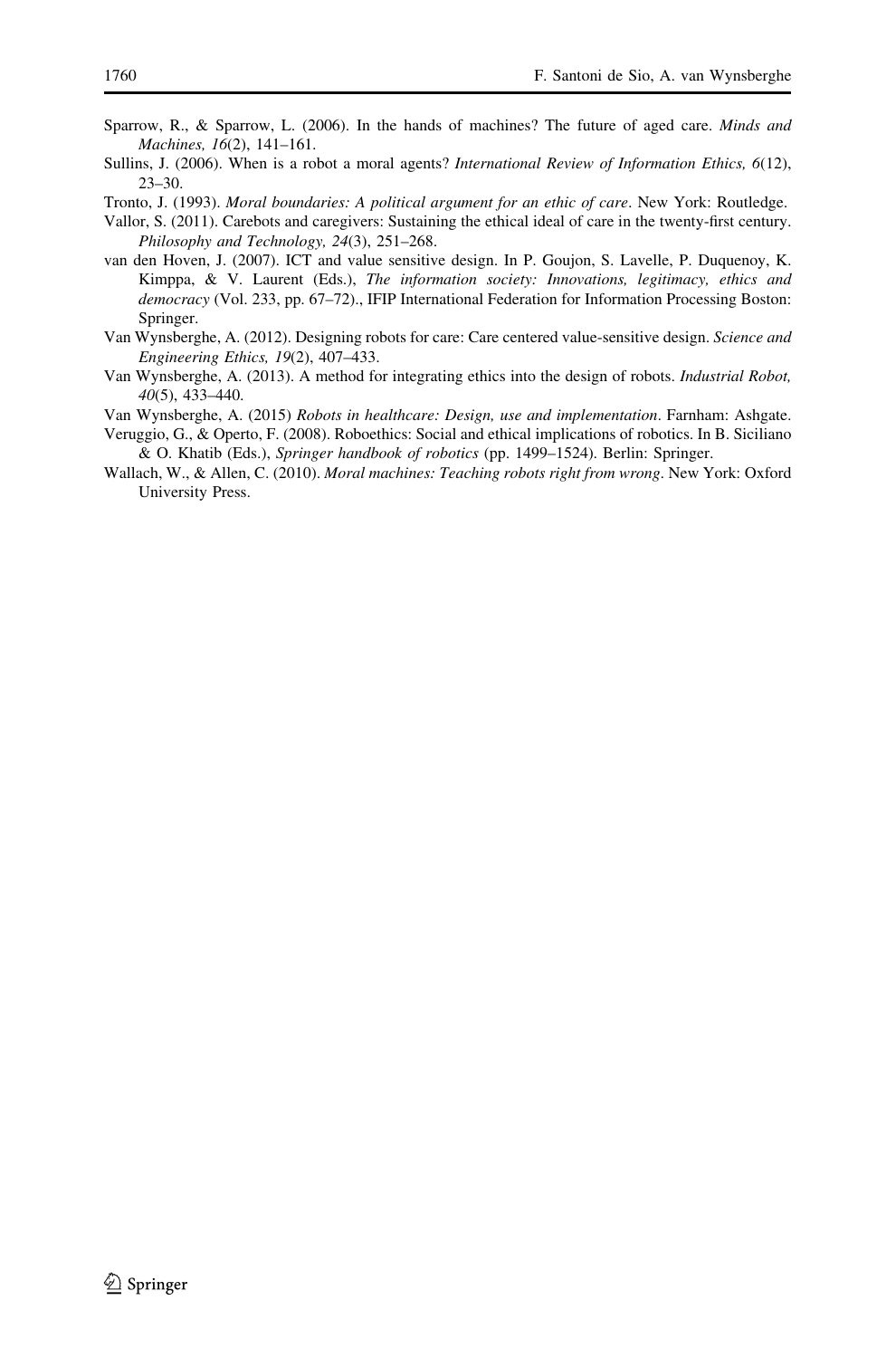Sparrow, R., & Sparrow, L. (2006). In the hands of machines? The future of aged care. *Minds and Machines, 16*(2), 141–161.

Sullins, J. (2006). When is a robot a moral agents? *International Review of Information Ethics, 6*(12), 23–30.

Tronto, J. (1993). *Moral boundaries: A political argument for an ethic of care*. New York: Routledge.

Vallor, S. (2011). Carebots and caregivers: Sustaining the ethical ideal of care in the twenty-first century. *Philosophy and Technology, 24*(3), 251–268.

van den Hoven, J. (2007). ICT and value sensitive design. In P. Goujon, S. Lavelle, P. Duquenoy, K. Kimppa, & V. Laurent (Eds.), *The information society: Innovations, legitimacy, ethics and democracy* (Vol. 233, pp. 67–72)., IFIP International Federation for Information Processing Boston: Springer.

Van Wynsberghe, A. (2012). Designing robots for care: Care centered value-sensitive design. *Science and Engineering Ethics, 19*(2), 407–433.

Van Wynsberghe, A. (2013). A method for integrating ethics into the design of robots. *Industrial Robot, 40*(5), 433–440.

Van Wynsberghe, A. (2015) *Robots in healthcare: Design, use and implementation*. Farnham: Ashgate.

Veruggio, G., & Operto, F. (2008). Roboethics: Social and ethical implications of robotics. In B. Siciliano & O. Khatib (Eds.), *Springer handbook of robotics* (pp. 1499–1524). Berlin: Springer.

Wallach, W., & Allen, C. (2010). *Moral machines: Teaching robots right from wrong*. New York: Oxford University Press.